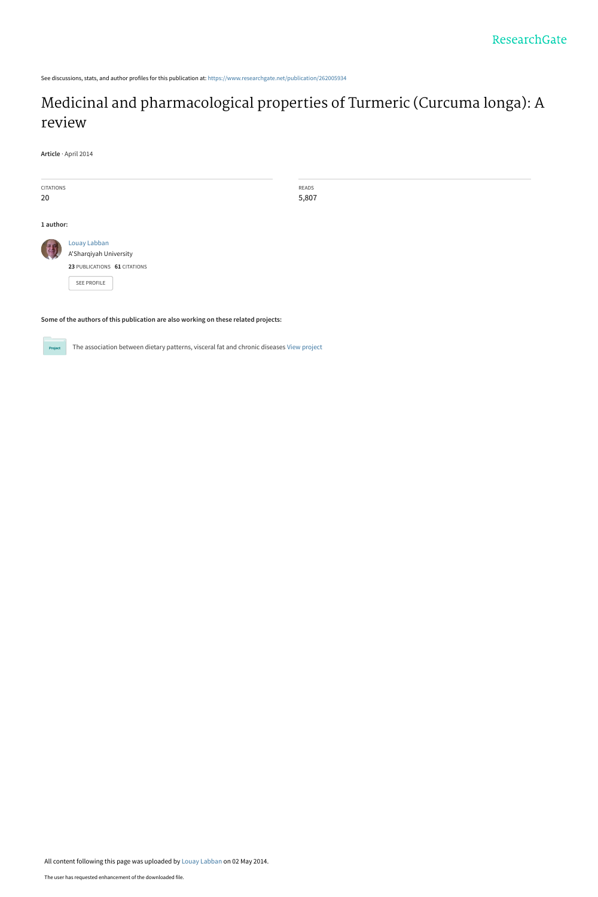See discussions, stats, and author profiles for this publication at: https://www.researchgate.net/publication/262005934

# Medicinal and pharmacological properties of Turmeric (Curcuma longa): A review

**Article** · April 2014

CITATIONS
20

READS
5,807

**1 author:**

Louay Labban
A'Sharqiyah University
**23** PUBLICATIONS **61** CITATIONS

SEE PROFILE

**Some of the authors of this publication are also working on these related projects:**

The association between dietary patterns, visceral fat and chronic diseases View project

All content following this page was uploaded by Louay Labban on 02 May 2014.

The user has requested enhancement of the downloaded file.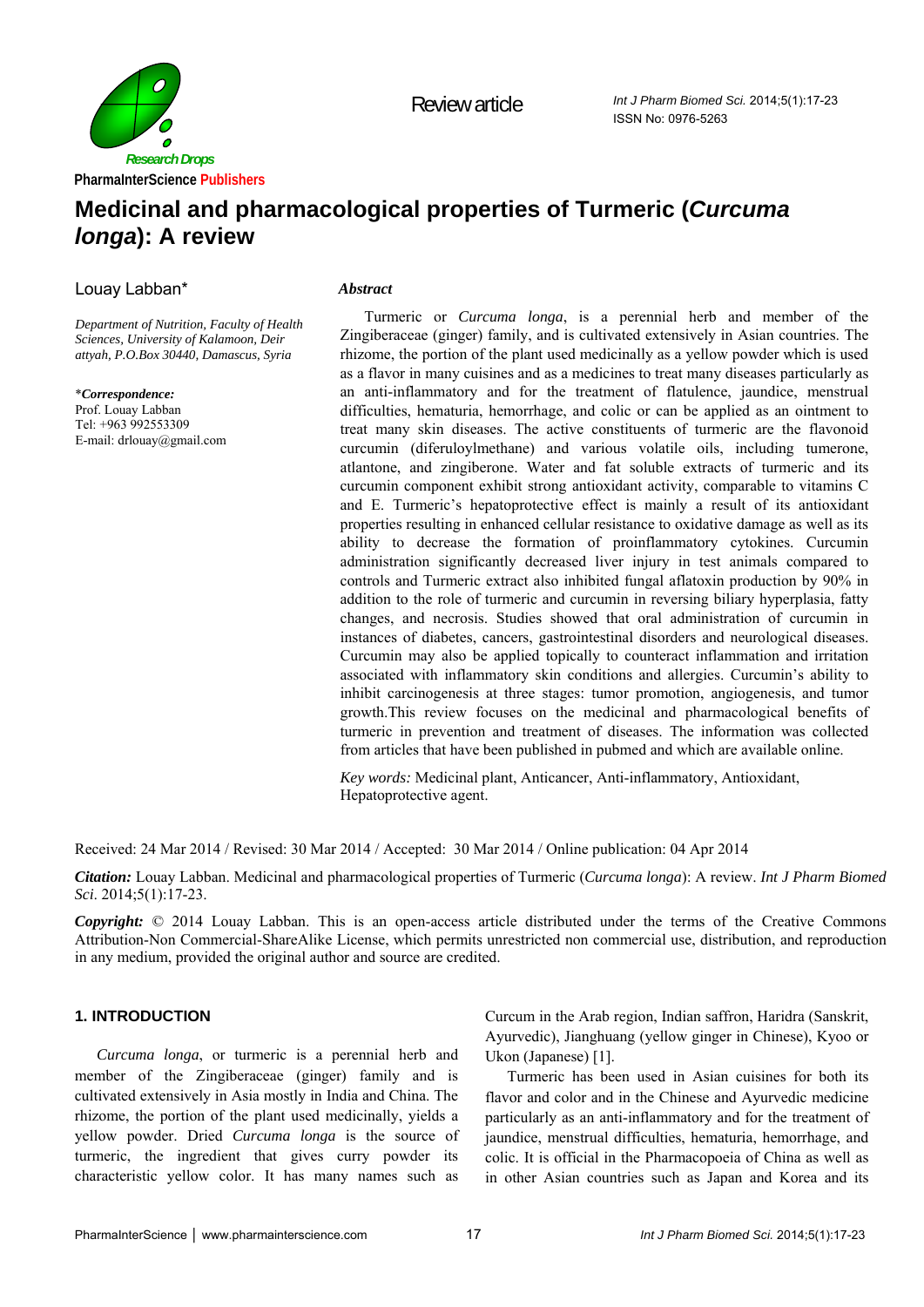Review article

# Medicinal and pharmacological properties of Turmeric (*Curcuma longa*): A review

Louay Labban*

*Department of Nutrition, Faculty of Health Sciences, University of Kalamoon, Deir attyah, P.O.Box 30440, Damascus, Syria*

**\*Correspondence:**
Prof. Louay Labban
Tel: +963 992553309
E-mail: drlouay@gmail.com

***Abstract***

Turmeric or *Curcuma longa*, is a perennial herb and member of the Zingiberaceae (ginger) family, and is cultivated extensively in Asian countries. The rhizome, the portion of the plant used medicinally as a yellow powder which is used as a flavor in many cuisines and as a medicines to treat many diseases particularly as an anti-inflammatory and for the treatment of flatulence, jaundice, menstrual difficulties, hematuria, hemorrhage, and colic or can be applied as an ointment to treat many skin diseases. The active constituents of turmeric are the flavonoid curcumin (diferuloylmethane) and various volatile oils, including tumerone, atlantone, and zingiberone. Water and fat soluble extracts of turmeric and its curcumin component exhibit strong antioxidant activity, comparable to vitamins C and E. Turmeric's hepatoprotective effect is mainly a result of its antioxidant properties resulting in enhanced cellular resistance to oxidative damage as well as its ability to decrease the formation of proinflammatory cytokines. Curcumin administration significantly decreased liver injury in test animals compared to controls and Turmeric extract also inhibited fungal aflatoxin production by 90% in addition to the role of turmeric and curcumin in reversing biliary hyperplasia, fatty changes, and necrosis. Studies showed that oral administration of curcumin in instances of diabetes, cancers, gastrointestinal disorders and neurological diseases. Curcumin may also be applied topically to counteract inflammation and irritation associated with inflammatory skin conditions and allergies. Curcumin's ability to inhibit carcinogenesis at three stages: tumor promotion, angiogenesis, and tumor growth.This review focuses on the medicinal and pharmacological benefits of turmeric in prevention and treatment of diseases. The information was collected from articles that have been published in pubmed and which are available online.

*Key words:* Medicinal plant, Anticancer, Anti-inflammatory, Antioxidant, Hepatoprotective agent.

Received: 24 Mar 2014 / Revised: 30 Mar 2014 / Accepted: 30 Mar 2014 / Online publication: 04 Apr 2014

***Citation:*** Louay Labban. Medicinal and pharmacological properties of Turmeric (*Curcuma longa*): A review. *Int J Pharm Biomed Sci*. 2014;5(1):17-23.

***Copyright:*** © 2014 Louay Labban. This is an open-access article distributed under the terms of the Creative Commons Attribution-Non Commercial-ShareAlike License, which permits unrestricted non commercial use, distribution, and reproduction in any medium, provided the original author and source are credited.

## 1. INTRODUCTION

*Curcuma longa*, or turmeric is a perennial herb and member of the Zingiberaceae (ginger) family and is cultivated extensively in Asia mostly in India and China. The rhizome, the portion of the plant used medicinally, yields a yellow powder. Dried *Curcuma longa* is the source of turmeric, the ingredient that gives curry powder its characteristic yellow color. It has many names such as Curcum in the Arab region, Indian saffron, Haridra (Sanskrit, Ayurvedic), Jianghuang (yellow ginger in Chinese), Kyoo or Ukon (Japanese) [1].

Turmeric has been used in Asian cuisines for both its flavor and color and in the Chinese and Ayurvedic medicine particularly as an anti-inflammatory and for the treatment of jaundice, menstrual difficulties, hematuria, hemorrhage, and colic. It is official in the Pharmacopoeia of China as well as in other Asian countries such as Japan and Korea and its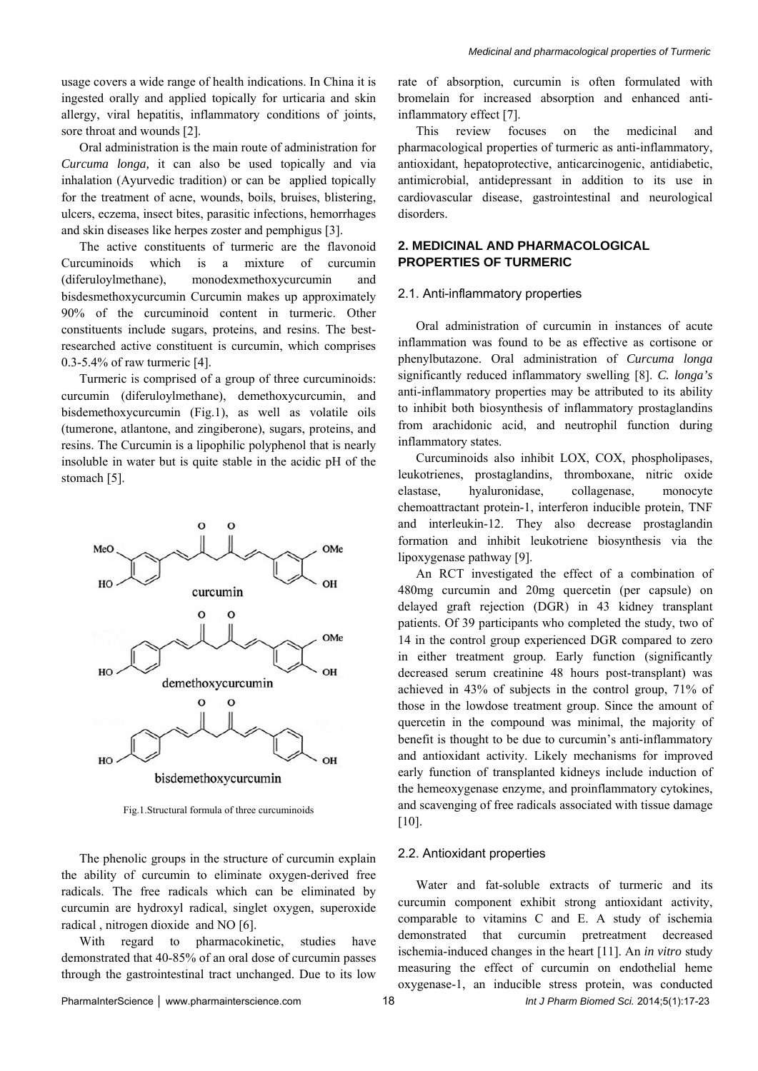usage covers a wide range of health indications. In China it is ingested orally and applied topically for urticaria and skin allergy, viral hepatitis, inflammatory conditions of joints, sore throat and wounds [2].

Oral administration is the main route of administration for *Curcuma longa,* it can also be used topically and via inhalation (Ayurvedic tradition) or can be applied topically for the treatment of acne, wounds, boils, bruises, blistering, ulcers, eczema, insect bites, parasitic infections, hemorrhages and skin diseases like herpes zoster and pemphigus [3].

The active constituents of turmeric are the flavonoid Curcuminoids which is a mixture of curcumin (diferuloylmethane), monodexmethoxycurcumin and bisdesmethoxycurcumin Curcumin makes up approximately 90% of the curcuminoid content in turmeric. Other constituents include sugars, proteins, and resins. The best-researched active constituent is curcumin, which comprises 0.3-5.4% of raw turmeric [4].

Turmeric is comprised of a group of three curcuminoids: curcumin (diferuloylmethane), demethoxycurcumin, and bisdemethoxycurcumin (Fig.1), as well as volatile oils (tumerone, atlantone, and zingiberone), sugars, proteins, and resins. The Curcumin is a lipophilic polyphenol that is nearly insoluble in water but is quite stable in the acidic pH of the stomach [5].

Fig.1.Structural formula of three curcuminoids

The phenolic groups in the structure of curcumin explain the ability of curcumin to eliminate oxygen-derived free radicals. The free radicals which can be eliminated by curcumin are hydroxyl radical, singlet oxygen, superoxide radical , nitrogen dioxide and NO [6].

With regard to pharmacokinetic, studies have demonstrated that 40-85% of an oral dose of curcumin passes through the gastrointestinal tract unchanged. Due to its low rate of absorption, curcumin is often formulated with bromelain for increased absorption and enhanced anti-inflammatory effect [7].

This review focuses on the medicinal and pharmacological properties of turmeric as anti-inflammatory, antioxidant, hepatoprotective, anticarcinogenic, antidiabetic, antimicrobial, antidepressant in addition to its use in cardiovascular disease, gastrointestinal and neurological disorders.

## 2. MEDICINAL AND PHARMACOLOGICAL PROPERTIES OF TURMERIC

### 2.1. Anti-inflammatory properties

Oral administration of curcumin in instances of acute inflammation was found to be as effective as cortisone or phenylbutazone. Oral administration of *Curcuma longa* significantly reduced inflammatory swelling [8]. *C. longa's* anti-inflammatory properties may be attributed to its ability to inhibit both biosynthesis of inflammatory prostaglandins from arachidonic acid, and neutrophil function during inflammatory states.

Curcuminoids also inhibit LOX, COX, phospholipases, leukotrienes, prostaglandins, thromboxane, nitric oxide elastase, hyaluronidase, collagenase, monocyte chemoattractant protein-1, interferon inducible protein, TNF and interleukin-12. They also decrease prostaglandin formation and inhibit leukotriene biosynthesis via the lipoxygenase pathway [9].

An RCT investigated the effect of a combination of 480mg curcumin and 20mg quercetin (per capsule) on delayed graft rejection (DGR) in 43 kidney transplant patients. Of 39 participants who completed the study, two of 14 in the control group experienced DGR compared to zero in either treatment group. Early function (significantly decreased serum creatinine 48 hours post-transplant) was achieved in 43% of subjects in the control group, 71% of those in the lowdose treatment group. Since the amount of quercetin in the compound was minimal, the majority of benefit is thought to be due to curcumin's anti-inflammatory and antioxidant activity. Likely mechanisms for improved early function of transplanted kidneys include induction of the hemeoxygenase enzyme, and proinflammatory cytokines, and scavenging of free radicals associated with tissue damage [10].

### 2.2. Antioxidant properties

Water and fat-soluble extracts of turmeric and its curcumin component exhibit strong antioxidant activity, comparable to vitamins C and E. A study of ischemia demonstrated that curcumin pretreatment decreased ischemia-induced changes in the heart [11]. An *in vitro* study measuring the effect of curcumin on endothelial heme oxygenase-1, an inducible stress protein, was conducted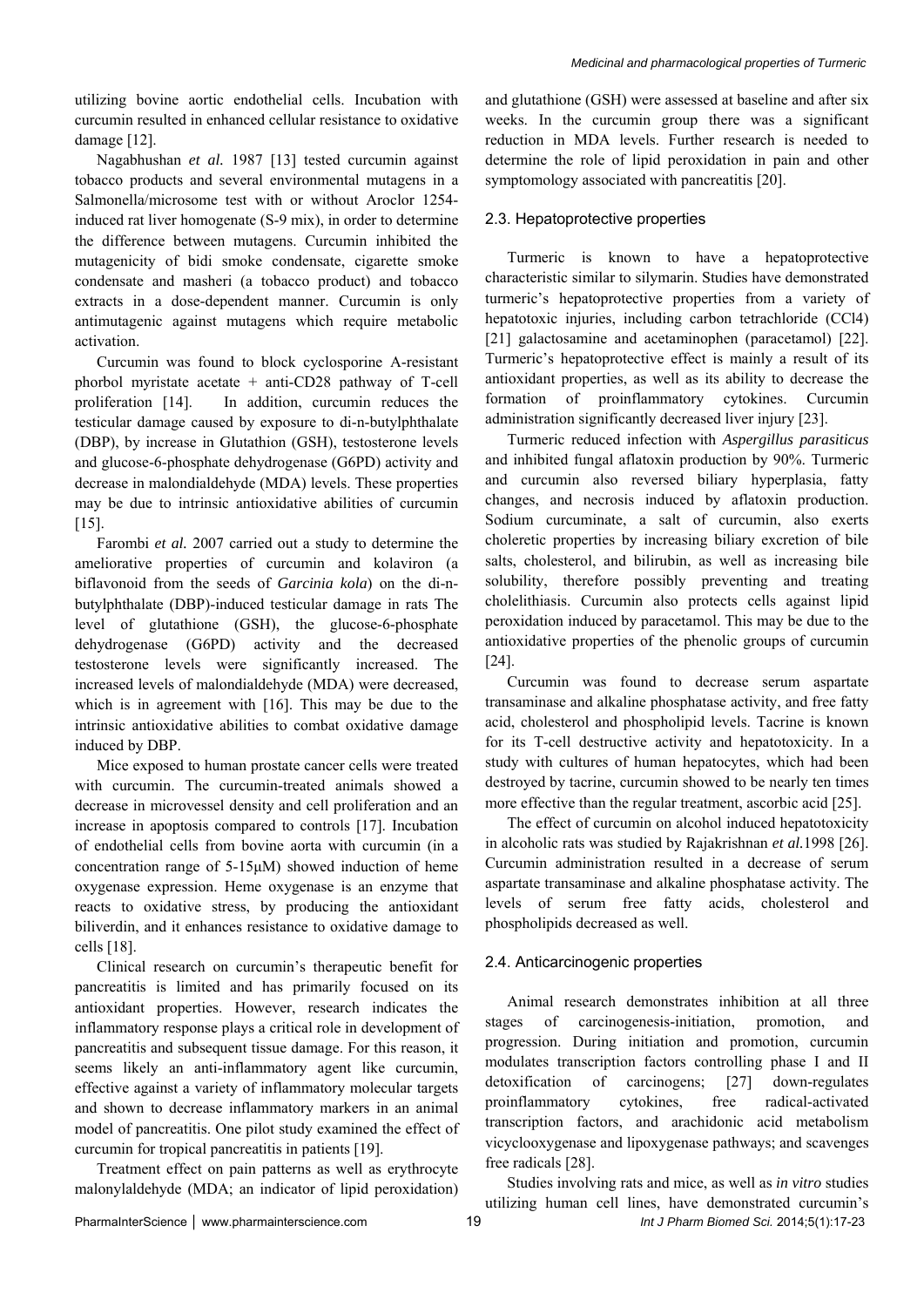utilizing bovine aortic endothelial cells. Incubation with curcumin resulted in enhanced cellular resistance to oxidative damage [12].

Nagabhushan *et al.* 1987 [13] tested curcumin against tobacco products and several environmental mutagens in a Salmonella/microsome test with or without Aroclor 1254-induced rat liver homogenate (S-9 mix), in order to determine the difference between mutagens. Curcumin inhibited the mutagenicity of bidi smoke condensate, cigarette smoke condensate and masheri (a tobacco product) and tobacco extracts in a dose-dependent manner. Curcumin is only antimutagenic against mutagens which require metabolic activation.

Curcumin was found to block cyclosporine A-resistant phorbol myristate acetate + anti-CD28 pathway of T-cell proliferation [14]. In addition, curcumin reduces the testicular damage caused by exposure to di-n-butylphthalate (DBP), by increase in Glutathion (GSH), testosterone levels and glucose-6-phosphate dehydrogenase (G6PD) activity and decrease in malondialdehyde (MDA) levels. These properties may be due to intrinsic antioxidative abilities of curcumin [15].

Farombi *et al.* 2007 carried out a study to determine the ameliorative properties of curcumin and kolaviron (a biflavonoid from the seeds of *Garcinia kola*) on the di-n-butylphthalate (DBP)-induced testicular damage in rats The level of glutathione (GSH), the glucose-6-phosphate dehydrogenase (G6PD) activity and the decreased testosterone levels were significantly increased. The increased levels of malondialdehyde (MDA) were decreased, which is in agreement with [16]. This may be due to the intrinsic antioxidative abilities to combat oxidative damage induced by DBP.

Mice exposed to human prostate cancer cells were treated with curcumin. The curcumin-treated animals showed a decrease in microvessel density and cell proliferation and an increase in apoptosis compared to controls [17]. Incubation of endothelial cells from bovine aorta with curcumin (in a concentration range of 5-15μM) showed induction of heme oxygenase expression. Heme oxygenase is an enzyme that reacts to oxidative stress, by producing the antioxidant biliverdin, and it enhances resistance to oxidative damage to cells [18].

Clinical research on curcumin's therapeutic benefit for pancreatitis is limited and has primarily focused on its antioxidant properties. However, research indicates the inflammatory response plays a critical role in development of pancreatitis and subsequent tissue damage. For this reason, it seems likely an anti-inflammatory agent like curcumin, effective against a variety of inflammatory molecular targets and shown to decrease inflammatory markers in an animal model of pancreatitis. One pilot study examined the effect of curcumin for tropical pancreatitis in patients [19].

Treatment effect on pain patterns as well as erythrocyte malonylaldehyde (MDA; an indicator of lipid peroxidation) and glutathione (GSH) were assessed at baseline and after six weeks. In the curcumin group there was a significant reduction in MDA levels. Further research is needed to determine the role of lipid peroxidation in pain and other symptomology associated with pancreatitis [20].

## 2.3. Hepatoprotective properties

Turmeric is known to have a hepatoprotective characteristic similar to silymarin. Studies have demonstrated turmeric's hepatoprotective properties from a variety of hepatotoxic injuries, including carbon tetrachloride ($CCl_4$) [21] galactosamine and acetaminophen (paracetamol) [22]. Turmeric's hepatoprotective effect is mainly a result of its antioxidant properties, as well as its ability to decrease the formation of proinflammatory cytokines. Curcumin administration significantly decreased liver injury [23].

Turmeric reduced infection with *Aspergillus parasiticus* and inhibited fungal aflatoxin production by 90%. Turmeric and curcumin also reversed biliary hyperplasia, fatty changes, and necrosis induced by aflatoxin production. Sodium curcuminate, a salt of curcumin, also exerts choleretic properties by increasing biliary excretion of bile salts, cholesterol, and bilirubin, as well as increasing bile solubility, therefore possibly preventing and treating cholelithiasis. Curcumin also protects cells against lipid peroxidation induced by paracetamol. This may be due to the antioxidative properties of the phenolic groups of curcumin [24].

Curcumin was found to decrease serum aspartate transaminase and alkaline phosphatase activity, and free fatty acid, cholesterol and phospholipid levels. Tacrine is known for its T-cell destructive activity and hepatotoxicity. In a study with cultures of human hepatocytes, which had been destroyed by tacrine, curcumin showed to be nearly ten times more effective than the regular treatment, ascorbic acid [25].

The effect of curcumin on alcohol induced hepatotoxicity in alcoholic rats was studied by Rajakrishnan *et al.*1998 [26]. Curcumin administration resulted in a decrease of serum aspartate transaminase and alkaline phosphatase activity. The levels of serum free fatty acids, cholesterol and phospholipids decreased as well.

## 2.4. Anticarcinogenic properties

Animal research demonstrates inhibition at all three stages of carcinogenesis-initiation, promotion, and progression. During initiation and promotion, curcumin modulates transcription factors controlling phase I and II detoxification of carcinogens; [27] down-regulates proinflammatory cytokines, free radical-activated transcription factors, and arachidonic acid metabolism vicyclooxygenase and lipoxygenase pathways; and scavenges free radicals [28].

Studies involving rats and mice, as well as *in vitro* studies utilizing human cell lines, have demonstrated curcumin's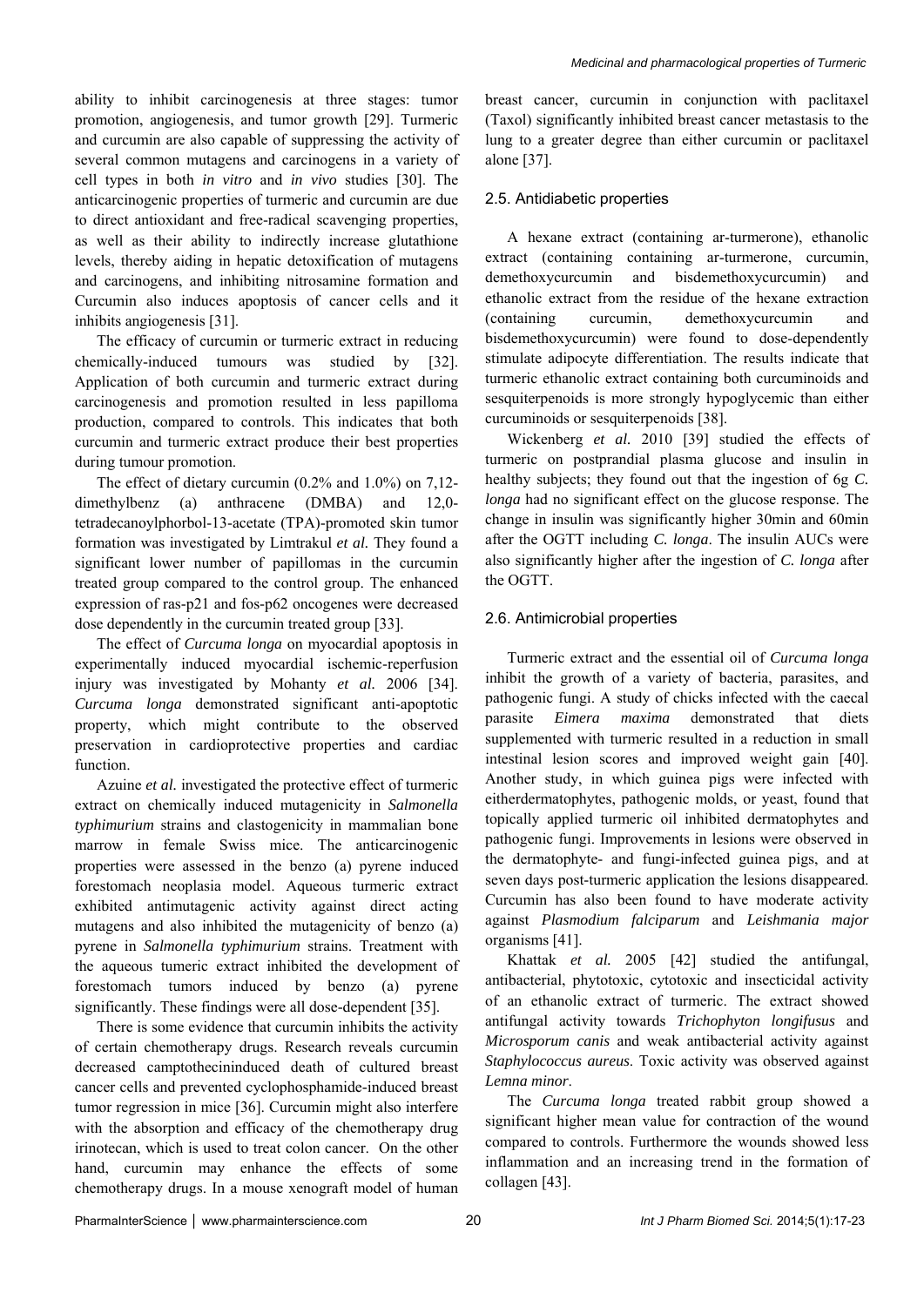ability to inhibit carcinogenesis at three stages: tumor promotion, angiogenesis, and tumor growth [29]. Turmeric and curcumin are also capable of suppressing the activity of several common mutagens and carcinogens in a variety of cell types in both *in vitro* and *in vivo* studies [30]. The anticarcinogenic properties of turmeric and curcumin are due to direct antioxidant and free-radical scavenging properties, as well as their ability to indirectly increase glutathione levels, thereby aiding in hepatic detoxification of mutagens and carcinogens, and inhibiting nitrosamine formation and Curcumin also induces apoptosis of cancer cells and it inhibits angiogenesis [31].

The efficacy of curcumin or turmeric extract in reducing chemically-induced tumours was studied by [32]. Application of both curcumin and turmeric extract during carcinogenesis and promotion resulted in less papilloma production, compared to controls. This indicates that both curcumin and turmeric extract produce their best properties during tumour promotion.

The effect of dietary curcumin (0.2% and 1.0%) on 7,12-dimethylbenz (a) anthracene (DMBA) and 12,0-tetradecanoylphorbol-13-acetate (TPA)-promoted skin tumor formation was investigated by Limtrakul *et al.* They found a significant lower number of papillomas in the curcumin treated group compared to the control group. The enhanced expression of ras-p21 and fos-p62 oncogenes were decreased dose dependently in the curcumin treated group [33].

The effect of *Curcuma longa* on myocardial apoptosis in experimentally induced myocardial ischemic-reperfusion injury was investigated by Mohanty *et al.* 2006 [34]. *Curcuma longa* demonstrated significant anti-apoptotic property, which might contribute to the observed preservation in cardioprotective properties and cardiac function.

Azuine *et al.* investigated the protective effect of turmeric extract on chemically induced mutagenicity in *Salmonella typhimurium* strains and clastogenicity in mammalian bone marrow in female Swiss mice. The anticarcinogenic properties were assessed in the benzo (a) pyrene induced forestomach neoplasia model. Aqueous turmeric extract exhibited antimutagenic activity against direct acting mutagens and also inhibited the mutagenicity of benzo (a) pyrene in *Salmonella typhimurium* strains. Treatment with the aqueous tumeric extract inhibited the development of forestomach tumors induced by benzo (a) pyrene significantly. These findings were all dose-dependent [35].

There is some evidence that curcumin inhibits the activity of certain chemotherapy drugs. Research reveals curcumin decreased camptothecininduced death of cultured breast cancer cells and prevented cyclophosphamide-induced breast tumor regression in mice [36]. Curcumin might also interfere with the absorption and efficacy of the chemotherapy drug irinotecan, which is used to treat colon cancer. On the other hand, curcumin may enhance the effects of some chemotherapy drugs. In a mouse xenograft model of human breast cancer, curcumin in conjunction with paclitaxel (Taxol) significantly inhibited breast cancer metastasis to the lung to a greater degree than either curcumin or paclitaxel alone [37].

### 2.5. Antidiabetic properties

A hexane extract (containing ar-turmerone), ethanolic extract (containing containing ar-turmerone, curcumin, demethoxycurcumin and bisdemethoxycurcumin) and ethanolic extract from the residue of the hexane extraction (containing curcumin, demethoxycurcumin and bisdemethoxycurcumin) were found to dose-dependently stimulate adipocyte differentiation. The results indicate that turmeric ethanolic extract containing both curcuminoids and sesquiterpenoids is more strongly hypoglycemic than either curcuminoids or sesquiterpenoids [38].

Wickenberg *et al.* 2010 [39] studied the effects of turmeric on postprandial plasma glucose and insulin in healthy subjects; they found out that the ingestion of 6g *C. longa* had no significant effect on the glucose response. The change in insulin was significantly higher 30min and 60min after the OGTT including *C. longa*. The insulin AUCs were also significantly higher after the ingestion of *C. longa* after the OGTT.

### 2.6. Antimicrobial properties

Turmeric extract and the essential oil of *Curcuma longa* inhibit the growth of a variety of bacteria, parasites, and pathogenic fungi. A study of chicks infected with the caecal parasite *Eimera maxima* demonstrated that diets supplemented with turmeric resulted in a reduction in small intestinal lesion scores and improved weight gain [40]. Another study, in which guinea pigs were infected with eitherdermatophytes, pathogenic molds, or yeast, found that topically applied turmeric oil inhibited dermatophytes and pathogenic fungi. Improvements in lesions were observed in the dermatophyte- and fungi-infected guinea pigs, and at seven days post-turmeric application the lesions disappeared. Curcumin has also been found to have moderate activity against *Plasmodium falciparum* and *Leishmania major* organisms [41].

Khattak *et al.* 2005 [42] studied the antifungal, antibacterial, phytotoxic, cytotoxic and insecticidal activity of an ethanolic extract of turmeric. The extract showed antifungal activity towards *Trichophyton longifusus* and *Microsporum canis* and weak antibacterial activity against *Staphylococcus aureus*. Toxic activity was observed against *Lemna minor*.

The *Curcuma longa* treated rabbit group showed a significant higher mean value for contraction of the wound compared to controls. Furthermore the wounds showed less inflammation and an increasing trend in the formation of collagen [43].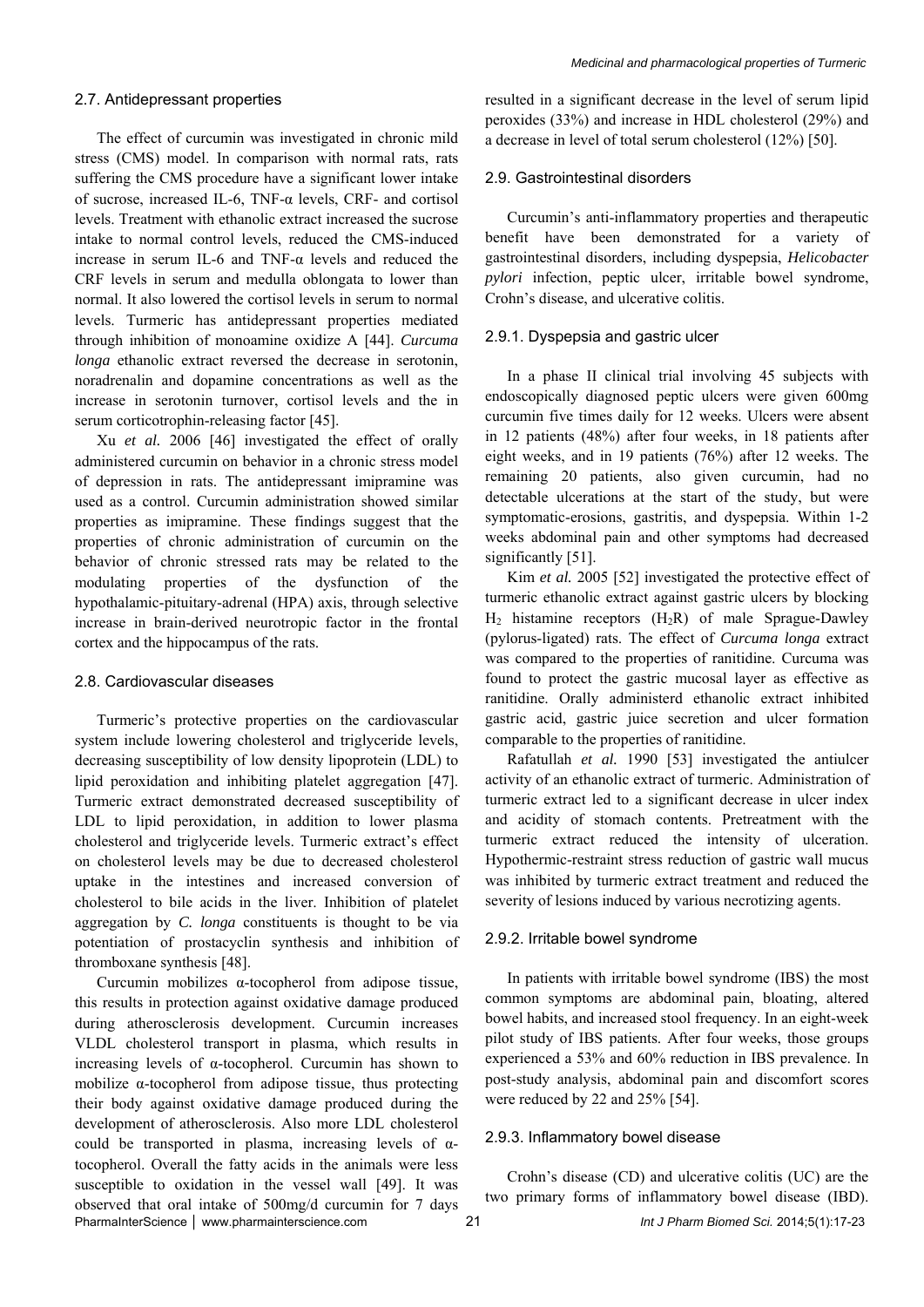### 2.7. Antidepressant properties

The effect of curcumin was investigated in chronic mild stress (CMS) model. In comparison with normal rats, rats suffering the CMS procedure have a significant lower intake of sucrose, increased IL-6, TNF-α levels, CRF- and cortisol levels. Treatment with ethanolic extract increased the sucrose intake to normal control levels, reduced the CMS-induced increase in serum IL-6 and TNF-α levels and reduced the CRF levels in serum and medulla oblongata to lower than normal. It also lowered the cortisol levels in serum to normal levels. Turmeric has antidepressant properties mediated through inhibition of monoamine oxidize A [44]. *Curcuma longa* ethanolic extract reversed the decrease in serotonin, noradrenalin and dopamine concentrations as well as the increase in serotonin turnover, cortisol levels and the in serum corticotrophin-releasing factor [45].

Xu *et al.* 2006 [46] investigated the effect of orally administered curcumin on behavior in a chronic stress model of depression in rats. The antidepressant imipramine was used as a control. Curcumin administration showed similar properties as imipramine. These findings suggest that the properties of chronic administration of curcumin on the behavior of chronic stressed rats may be related to the modulating properties of the dysfunction of the hypothalamic-pituitary-adrenal (HPA) axis, through selective increase in brain-derived neurotropic factor in the frontal cortex and the hippocampus of the rats.

### 2.8. Cardiovascular diseases

Turmeric's protective properties on the cardiovascular system include lowering cholesterol and triglyceride levels, decreasing susceptibility of low density lipoprotein (LDL) to lipid peroxidation and inhibiting platelet aggregation [47]. Turmeric extract demonstrated decreased susceptibility of LDL to lipid peroxidation, in addition to lower plasma cholesterol and triglyceride levels. Turmeric extract's effect on cholesterol levels may be due to decreased cholesterol uptake in the intestines and increased conversion of cholesterol to bile acids in the liver. Inhibition of platelet aggregation by *C. longa* constituents is thought to be via potentiation of prostacyclin synthesis and inhibition of thromboxane synthesis [48].

Curcumin mobilizes α-tocopherol from adipose tissue, this results in protection against oxidative damage produced during atherosclerosis development. Curcumin increases VLDL cholesterol transport in plasma, which results in increasing levels of α-tocopherol. Curcumin has shown to mobilize α-tocopherol from adipose tissue, thus protecting their body against oxidative damage produced during the development of atherosclerosis. Also more LDL cholesterol could be transported in plasma, increasing levels of α-tocopherol. Overall the fatty acids in the animals were less susceptible to oxidation in the vessel wall [49]. It was observed that oral intake of 500mg/d curcumin for 7 days resulted in a significant decrease in the level of serum lipid peroxides (33%) and increase in HDL cholesterol (29%) and a decrease in level of total serum cholesterol (12%) [50].

### 2.9. Gastrointestinal disorders

Curcumin's anti-inflammatory properties and therapeutic benefit have been demonstrated for a variety of gastrointestinal disorders, including dyspepsia, *Helicobacter pylori* infection, peptic ulcer, irritable bowel syndrome, Crohn's disease, and ulcerative colitis.

#### 2.9.1. Dyspepsia and gastric ulcer

In a phase II clinical trial involving 45 subjects with endoscopically diagnosed peptic ulcers were given 600mg curcumin five times daily for 12 weeks. Ulcers were absent in 12 patients (48%) after four weeks, in 18 patients after eight weeks, and in 19 patients (76%) after 12 weeks. The remaining 20 patients, also given curcumin, had no detectable ulcerations at the start of the study, but were symptomatic-erosions, gastritis, and dyspepsia. Within 1-2 weeks abdominal pain and other symptoms had decreased significantly [51].

Kim *et al.* 2005 [52] investigated the protective effect of turmeric ethanolic extract against gastric ulcers by blocking $H_2$ histamine receptors ($H_2R$) of male Sprague-Dawley (pylorus-ligated) rats. The effect of *Curcuma longa* extract was compared to the properties of ranitidine. Curcuma was found to protect the gastric mucosal layer as effective as ranitidine. Orally administerd ethanolic extract inhibited gastric acid, gastric juice secretion and ulcer formation comparable to the properties of ranitidine.

Rafatullah *et al.* 1990 [53] investigated the antiulcer activity of an ethanolic extract of turmeric. Administration of turmeric extract led to a significant decrease in ulcer index and acidity of stomach contents. Pretreatment with the turmeric extract reduced the intensity of ulceration. Hypothermic-restraint stress reduction of gastric wall mucus was inhibited by turmeric extract treatment and reduced the severity of lesions induced by various necrotizing agents.

#### 2.9.2. Irritable bowel syndrome

In patients with irritable bowel syndrome (IBS) the most common symptoms are abdominal pain, bloating, altered bowel habits, and increased stool frequency. In an eight-week pilot study of IBS patients. After four weeks, those groups experienced a 53% and 60% reduction in IBS prevalence. In post-study analysis, abdominal pain and discomfort scores were reduced by 22 and 25% [54].

#### 2.9.3. Inflammatory bowel disease

Crohn's disease (CD) and ulcerative colitis (UC) are the two primary forms of inflammatory bowel disease (IBD).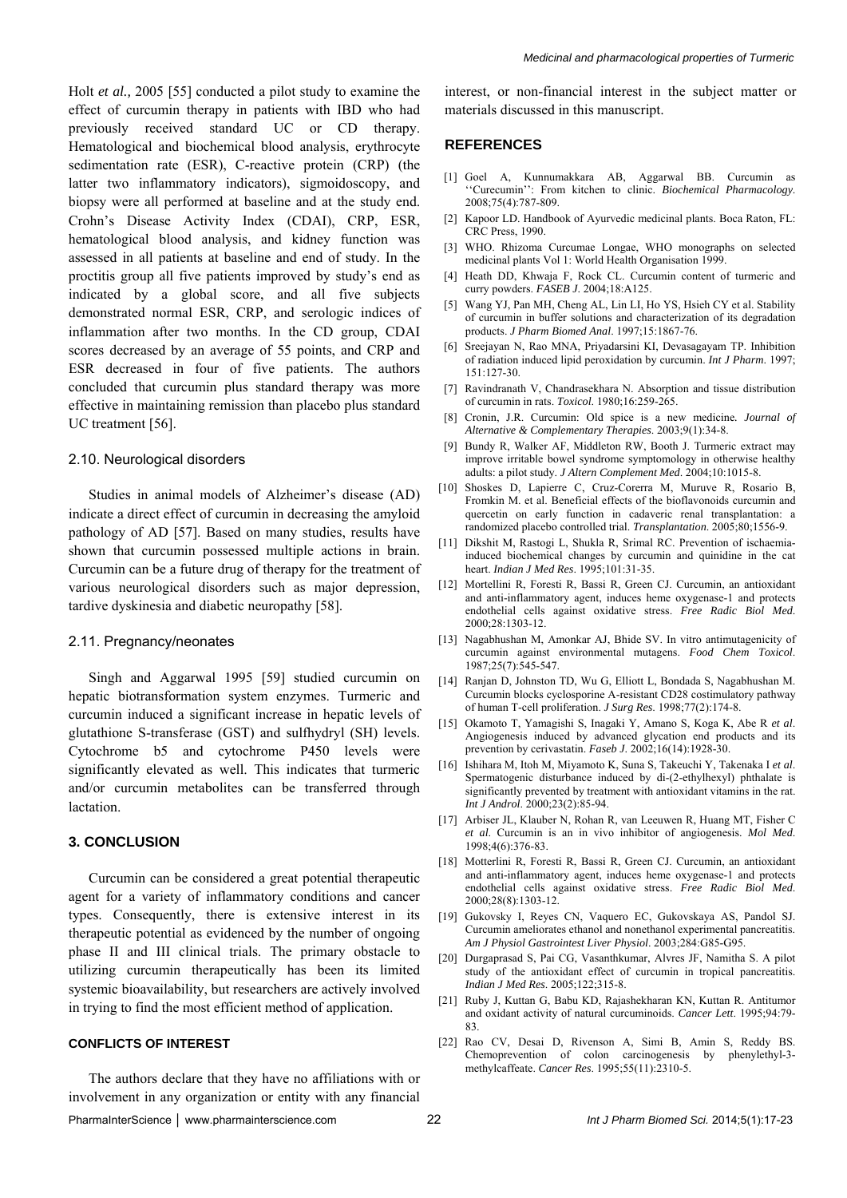Holt *et al.,* 2005 [55] conducted a pilot study to examine the effect of curcumin therapy in patients with IBD who had previously received standard UC or CD therapy. Hematological and biochemical blood analysis, erythrocyte sedimentation rate (ESR), C-reactive protein (CRP) (the latter two inflammatory indicators), sigmoidoscopy, and biopsy were all performed at baseline and at the study end. Crohn's Disease Activity Index (CDAI), CRP, ESR, hematological blood analysis, and kidney function was assessed in all patients at baseline and end of study. In the proctitis group all five patients improved by study's end as indicated by a global score, and all five subjects demonstrated normal ESR, CRP, and serologic indices of inflammation after two months. In the CD group, CDAI scores decreased by an average of 55 points, and CRP and ESR decreased in four of five patients. The authors concluded that curcumin plus standard therapy was more effective in maintaining remission than placebo plus standard UC treatment [56].

### 2.10. Neurological disorders

Studies in animal models of Alzheimer's disease (AD) indicate a direct effect of curcumin in decreasing the amyloid pathology of AD [57]. Based on many studies, results have shown that curcumin possessed multiple actions in brain. Curcumin can be a future drug of therapy for the treatment of various neurological disorders such as major depression, tardive dyskinesia and diabetic neuropathy [58].

### 2.11. Pregnancy/neonates

Singh and Aggarwal 1995 [59] studied curcumin on hepatic biotransformation system enzymes. Turmeric and curcumin induced a significant increase in hepatic levels of glutathione S-transferase (GST) and sulfhydryl (SH) levels. Cytochrome b5 and cytochrome P450 levels were significantly elevated as well. This indicates that turmeric and/or curcumin metabolites can be transferred through lactation.

## 3. CONCLUSION

Curcumin can be considered a great potential therapeutic agent for a variety of inflammatory conditions and cancer types. Consequently, there is extensive interest in its therapeutic potential as evidenced by the number of ongoing phase II and III clinical trials. The primary obstacle to utilizing curcumin therapeutically has been its limited systemic bioavailability, but researchers are actively involved in trying to find the most efficient method of application.

## CONFLICTS OF INTEREST

The authors declare that they have no affiliations with or involvement in any organization or entity with any financial interest, or non-financial interest in the subject matter or materials discussed in this manuscript.

## REFERENCES

[1] Goel A, Kunnumakkara AB, Aggarwal BB. Curcumin as ''Curecumin'': From kitchen to clinic. *Biochemical Pharmacology*. 2008;75(4):787-809.

[2] Kapoor LD. Handbook of Ayurvedic medicinal plants. Boca Raton, FL: CRC Press, 1990.

[3] WHO. Rhizoma Curcumae Longae, WHO monographs on selected medicinal plants Vol 1: World Health Organisation 1999.

[4] Heath DD, Khwaja F, Rock CL. Curcumin content of turmeric and curry powders. *FASEB J*. 2004;18:A125.

[5] Wang YJ, Pan MH, Cheng AL, Lin LI, Ho YS, Hsieh CY et al. Stability of curcumin in buffer solutions and characterization of its degradation products. *J Pharm Biomed Anal*. 1997;15:1867-76.

[6] Sreejayan N, Rao MNA, Priyadarsini KI, Devasagayam TP. Inhibition of radiation induced lipid peroxidation by curcumin. *Int J Pharm*. 1997; 151:127-30.

[7] Ravindranath V, Chandrasekhara N. Absorption and tissue distribution of curcumin in rats. *Toxicol*. 1980;16:259-265.

[8] Cronin, J.R. Curcumin: Old spice is a new medicine. *Journal of Alternative & Complementary Therapies*. 2003;9(1):34-8.

[9] Bundy R, Walker AF, Middleton RW, Booth J. Turmeric extract may improve irritable bowel syndrome symptomology in otherwise healthy adults: a pilot study. *J Altern Complement Med*. 2004;10:1015-8.

[10] Shoskes D, Lapierre C, Cruz-Corerra M, Muruve R, Rosario B, Fromkin M. et al. Beneficial effects of the bioflavonoids curcumin and quercetin on early function in cadaveric renal transplantation: a randomized placebo controlled trial. *Transplantation*. 2005;80;1556-9.

[11] Dikshit M, Rastogi L, Shukla R, Srimal RC. Prevention of ischaemia-induced biochemical changes by curcumin and quinidine in the cat heart. *Indian J Med Res*. 1995;101:31-35.

[12] Mortellini R, Foresti R, Bassi R, Green CJ. Curcumin, an antioxidant and anti-inflammatory agent, induces heme oxygenase-1 and protects endothelial cells against oxidative stress. *Free Radic Biol Med*. 2000;28:1303-12.

[13] Nagabhushan M, Amonkar AJ, Bhide SV. In vitro antimutagenicity of curcumin against environmental mutagens. *Food Chem Toxicol*. 1987;25(7):545-547.

[14] Ranjan D, Johnston TD, Wu G, Elliott L, Bondada S, Nagabhushan M. Curcumin blocks cyclosporine A-resistant CD28 costimulatory pathway of human T-cell proliferation. *J Surg Res*. 1998;77(2):174-8.

[15] Okamoto T, Yamagishi S, Inagaki Y, Amano S, Koga K, Abe R *et al*. Angiogenesis induced by advanced glycation end products and its prevention by cerivastatin. *Faseb J*. 2002;16(14):1928-30.

[16] Ishihara M, Itoh M, Miyamoto K, Suna S, Takeuchi Y, Takenaka I *et al*. Spermatogenic disturbance induced by di-(2-ethylhexyl) phthalate is significantly prevented by treatment with antioxidant vitamins in the rat. *Int J Androl*. 2000;23(2):85-94.

[17] Arbiser JL, Klauber N, Rohan R, van Leeuwen R, Huang MT, Fisher C *et al*. Curcumin is an in vivo inhibitor of angiogenesis. *Mol Med*. 1998;4(6):376-83.

[18] Motterlini R, Foresti R, Bassi R, Green CJ. Curcumin, an antioxidant and anti-inflammatory agent, induces heme oxygenase-1 and protects endothelial cells against oxidative stress. *Free Radic Biol Med*. 2000;28(8):1303-12.

[19] Gukovsky I, Reyes CN, Vaquero EC, Gukovskaya AS, Pandol SJ. Curcumin ameliorates ethanol and nonethanol experimental pancreatitis. *Am J Physiol Gastrointest Liver Physiol*. 2003;284:G85-G95.

[20] Durgaprasad S, Pai CG, Vasanthkumar, Alvres JF, Namitha S. A pilot study of the antioxidant effect of curcumin in tropical pancreatitis. *Indian J Med Res*. 2005;122;315-8.

[21] Ruby J, Kuttan G, Babu KD, Rajashekharan KN, Kuttan R. Antitumor and oxidant activity of natural curcuminoids. *Cancer Lett*. 1995;94:79-83.

[22] Rao CV, Desai D, Rivenson A, Simi B, Amin S, Reddy BS. Chemoprevention of colon carcinogenesis by phenylethyl-3-methylcaffeate. *Cancer Res*. 1995;55(11):2310-5.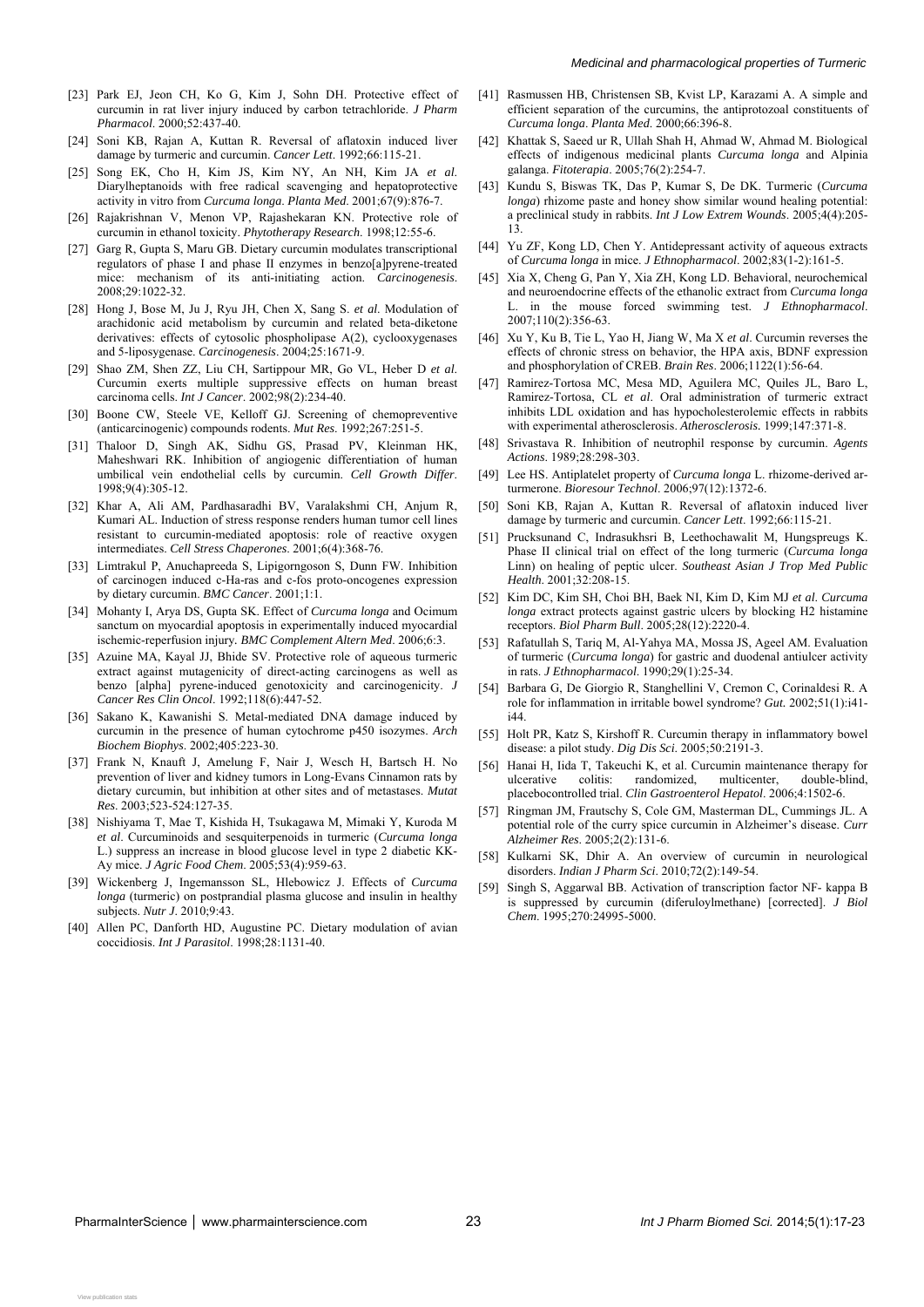[23] Park EJ, Jeon CH, Ko G, Kim J, Sohn DH. Protective effect of curcumin in rat liver injury induced by carbon tetrachloride. *J Pharm Pharmacol*. 2000;52:437-40.

[24] Soni KB, Rajan A, Kuttan R. Reversal of aflatoxin induced liver damage by turmeric and curcumin. *Cancer Lett*. 1992;66:115-21.

[25] Song EK, Cho H, Kim JS, Kim NY, An NH, Kim JA *et al*. Diarylheptanoids with free radical scavenging and hepatoprotective activity in vitro from *Curcuma longa*. *Planta Med*. 2001;67(9):876-7.

[26] Rajakrishnan V, Menon VP, Rajashekaran KN. Protective role of curcumin in ethanol toxicity. *Phytotherapy Research*. 1998;12:55-6.

[27] Garg R, Gupta S, Maru GB. Dietary curcumin modulates transcriptional regulators of phase I and phase II enzymes in benzo[a]pyrene-treated mice: mechanism of its anti-initiating action. *Carcinogenesis*. 2008;29:1022-32.

[28] Hong J, Bose M, Ju J, Ryu JH, Chen X, Sang S. *et al*. Modulation of arachidonic acid metabolism by curcumin and related beta-diketone derivatives: effects of cytosolic phospholipase A(2), cyclooxygenases and 5-liposygenase. *Carcinogenesis*. 2004;25:1671-9.

[29] Shao ZM, Shen ZZ, Liu CH, Sartippour MR, Go VL, Heber D *et al*. Curcumin exerts multiple suppressive effects on human breast carcinoma cells. *Int J Cancer*. 2002;98(2):234-40.

[30] Boone CW, Steele VE, Kelloff GJ. Screening of chemopreventive (anticarcinogenic) compounds rodents. *Mut Res*. 1992;267:251-5.

[31] Thaloor D, Singh AK, Sidhu GS, Prasad PV, Kleinman HK, Maheshwari RK. Inhibition of angiogenic differentiation of human umbilical vein endothelial cells by curcumin. *Cell Growth Differ*. 1998;9(4):305-12.

[32] Khar A, Ali AM, Pardhasaradhi BV, Varalakshmi CH, Anjum R, Kumari AL. Induction of stress response renders human tumor cell lines resistant to curcumin-mediated apoptosis: role of reactive oxygen intermediates. *Cell Stress Chaperones*. 2001;6(4):368-76.

[33] Limtrakul P, Anuchapreeda S, Lipigorngoson S, Dunn FW. Inhibition of carcinogen induced c-Ha-ras and c-fos proto-oncogenes expression by dietary curcumin. *BMC Cancer*. 2001;1:1.

[34] Mohanty I, Arya DS, Gupta SK. Effect of *Curcuma longa* and Ocimum sanctum on myocardial apoptosis in experimentally induced myocardial ischemic-reperfusion injury. *BMC Complement Altern Med*. 2006;6:3.

[35] Azuine MA, Kayal JJ, Bhide SV. Protective role of aqueous turmeric extract against mutagenicity of direct-acting carcinogens as well as benzo [alpha] pyrene-induced genotoxicity and carcinogenicity. *J Cancer Res Clin Oncol*. 1992;118(6):447-52.

[36] Sakano K, Kawanishi S. Metal-mediated DNA damage induced by curcumin in the presence of human cytochrome p450 isozymes. *Arch Biochem Biophys*. 2002;405:223-30.

[37] Frank N, Knauft J, Amelung F, Nair J, Wesch H, Bartsch H. No prevention of liver and kidney tumors in Long-Evans Cinnamon rats by dietary curcumin, but inhibition at other sites and of metastases. *Mutat Res*. 2003;523-524:127-35.

[38] Nishiyama T, Mae T, Kishida H, Tsukagawa M, Mimaki Y, Kuroda M *et al*. Curcuminoids and sesquiterpenoids in turmeric (*Curcuma longa* L.) suppress an increase in blood glucose level in type 2 diabetic KK-Ay mice. *J Agric Food Chem*. 2005;53(4):959-63.

[39] Wickenberg J, Ingemansson SL, Hlebowicz J. Effects of *Curcuma longa* (turmeric) on postprandial plasma glucose and insulin in healthy subjects. *Nutr J*. 2010;9:43.

[40] Allen PC, Danforth HD, Augustine PC. Dietary modulation of avian coccidiosis. *Int J Parasitol*. 1998;28:1131-40.

[41] Rasmussen HB, Christensen SB, Kvist LP, Karazami A. A simple and efficient separation of the curcumins, the antiprotozoal constituents of *Curcuma longa*. *Planta Med*. 2000;66:396-8.

[42] Khattak S, Saeed ur R, Ullah Shah H, Ahmad W, Ahmad M. Biological effects of indigenous medicinal plants *Curcuma longa* and Alpinia galanga. *Fitoterapia*. 2005;76(2):254-7.

[43] Kundu S, Biswas TK, Das P, Kumar S, De DK. Turmeric (*Curcuma longa*) rhizome paste and honey show similar wound healing potential: a preclinical study in rabbits. *Int J Low Extrem Wounds*. 2005;4(4):205-13.

[44] Yu ZF, Kong LD, Chen Y. Antidepressant activity of aqueous extracts of *Curcuma longa* in mice. *J Ethnopharmacol*. 2002;83(1-2):161-5.

[45] Xia X, Cheng G, Pan Y, Xia ZH, Kong LD. Behavioral, neurochemical and neuroendocrine effects of the ethanolic extract from *Curcuma longa* L. in the mouse forced swimming test. *J Ethnopharmacol*. 2007;110(2):356-63.

[46] Xu Y, Ku B, Tie L, Yao H, Jiang W, Ma X *et al*. Curcumin reverses the effects of chronic stress on behavior, the HPA axis, BDNF expression and phosphorylation of CREB. *Brain Res*. 2006;1122(1):56-64.

[47] Ramirez-Tortosa MC, Mesa MD, Aguilera MC, Quiles JL, Baro L, Ramirez-Tortosa, CL *et al*. Oral administration of turmeric extract inhibits LDL oxidation and has hypocholesterolemic effects in rabbits with experimental atherosclerosis. *Atherosclerosis.* 1999;147:371-8.

[48] Srivastava R. Inhibition of neutrophil response by curcumin. *Agents Actions*. 1989;28:298-303.

[49] Lee HS. Antiplatelet property of *Curcuma longa* L. rhizome-derived ar-turmerone. *Bioresour Technol*. 2006;97(12):1372-6.

[50] Soni KB, Rajan A, Kuttan R. Reversal of aflatoxin induced liver damage by turmeric and curcumin. *Cancer Lett*. 1992;66:115-21.

[51] Prucksunand C, Indrasukhsri B, Leethochawalit M, Hungspreugs K. Phase II clinical trial on effect of the long turmeric (*Curcuma longa* Linn) on healing of peptic ulcer. *Southeast Asian J Trop Med Public Health*. 2001;32:208-15.

[52] Kim DC, Kim SH, Choi BH, Baek NI, Kim D, Kim MJ *et al*. *Curcuma longa* extract protects against gastric ulcers by blocking H2 histamine receptors. *Biol Pharm Bull*. 2005;28(12):2220-4.

[53] Rafatullah S, Tariq M, Al-Yahya MA, Mossa JS, Ageel AM. Evaluation of turmeric (*Curcuma longa*) for gastric and duodenal antiulcer activity in rats. *J Ethnopharmacol*. 1990;29(1):25-34.

[54] Barbara G, De Giorgio R, Stanghellini V, Cremon C, Corinaldesi R. A role for inflammation in irritable bowel syndrome? *Gut.* 2002;51(1):i41-i44.

[55] Holt PR, Katz S, Kirshoff R. Curcumin therapy in inflammatory bowel disease: a pilot study. *Dig Dis Sci*. 2005;50:2191-3.

[56] Hanai H, Iida T, Takeuchi K, et al. Curcumin maintenance therapy for ulcerative colitis: randomized, multicenter, double-blind, placebocontrolled trial. *Clin Gastroenterol Hepatol*. 2006;4:1502-6.

[57] Ringman JM, Frautschy S, Cole GM, Masterman DL, Cummings JL. A potential role of the curry spice curcumin in Alzheimer's disease. *Curr Alzheimer Res*. 2005;2(2):131-6.

[58] Kulkarni SK, Dhir A. An overview of curcumin in neurological disorders. *Indian J Pharm Sci*. 2010;72(2):149-54.

[59] Singh S, Aggarwal BB. Activation of transcription factor NF- kappa B is suppressed by curcumin (diferuloylmethane) [corrected]. *J Biol Chem*. 1995;270:24995-5000.